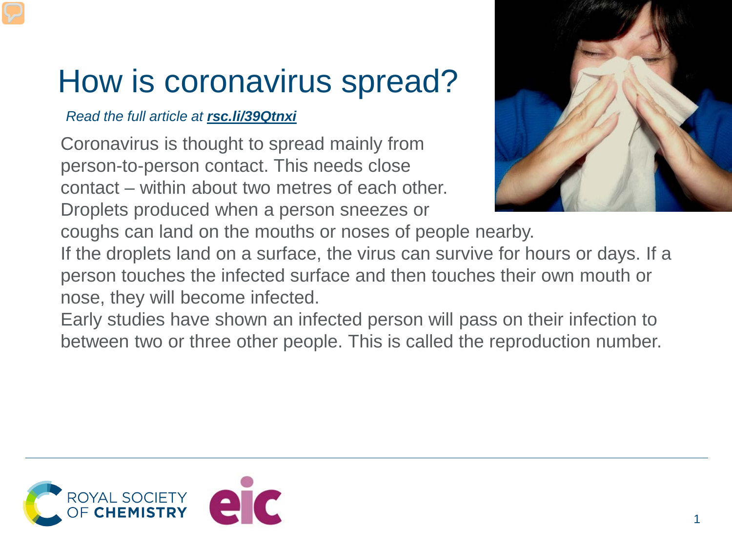# How is coronavirus spread?

*Read the full article at* ***rsc.li/39Qtnxi***

Coronavirus is thought to spread mainly from person-to-person contact. This needs close contact – within about two metres of each other. Droplets produced when a person sneezes or coughs can land on the mouths or noses of people nearby.

If the droplets land on a surface, the virus can survive for hours or days. If a person touches the infected surface and then touches their own mouth or nose, they will become infected.

Early studies have shown an infected person will pass on their infection to between two or three other people. This is called the reproduction number.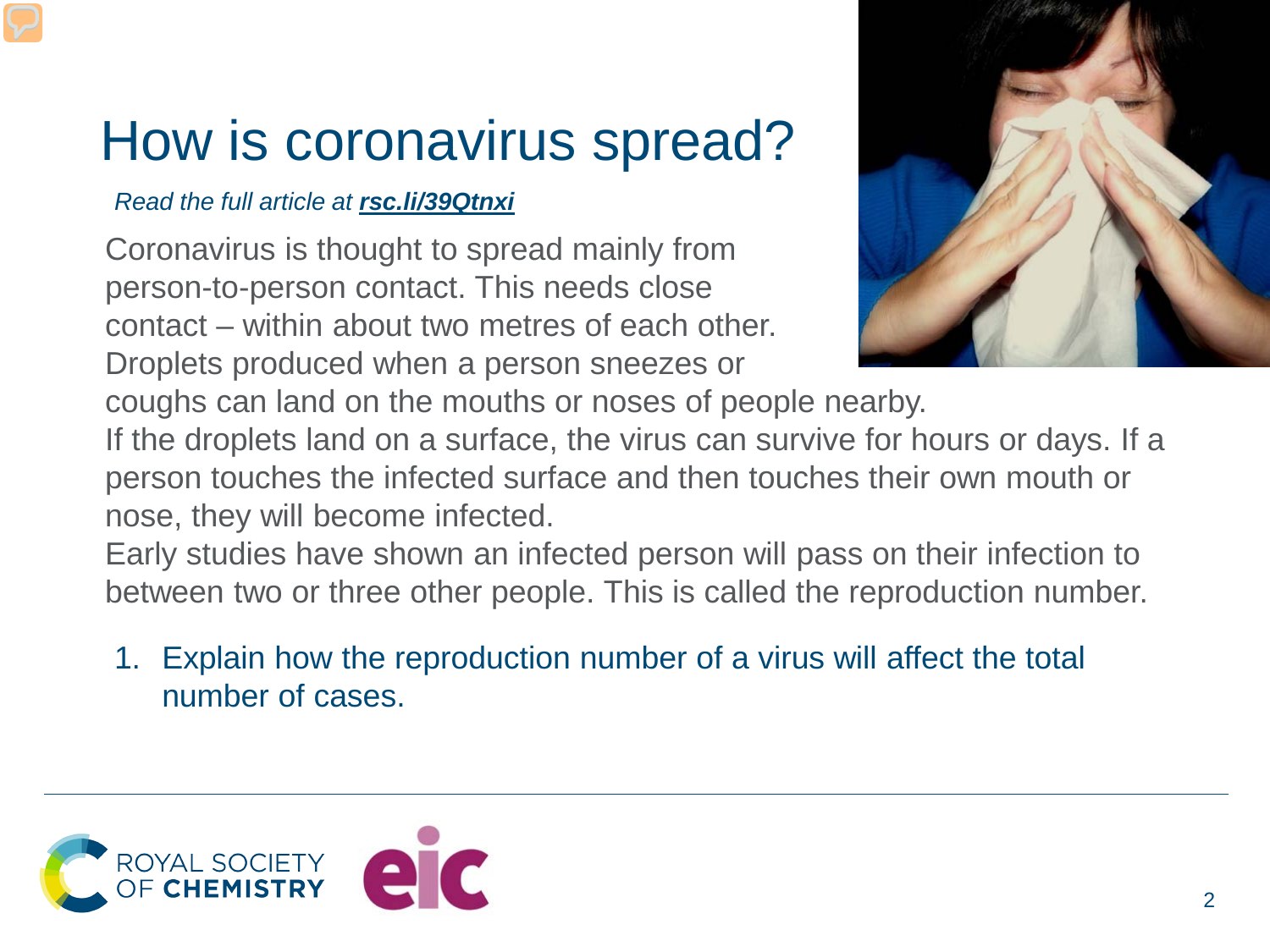# How is coronavirus spread?

*Read the full article at* ***rsc.li/39Qtnxi***

Coronavirus is thought to spread mainly from person-to-person contact. This needs close contact – within about two metres of each other. Droplets produced when a person sneezes or coughs can land on the mouths or noses of people nearby.

If the droplets land on a surface, the virus can survive for hours or days. If a person touches the infected surface and then touches their own mouth or nose, they will become infected.

Early studies have shown an infected person will pass on their infection to between two or three other people. This is called the reproduction number.

1. Explain how the reproduction number of a virus will affect the total number of cases.